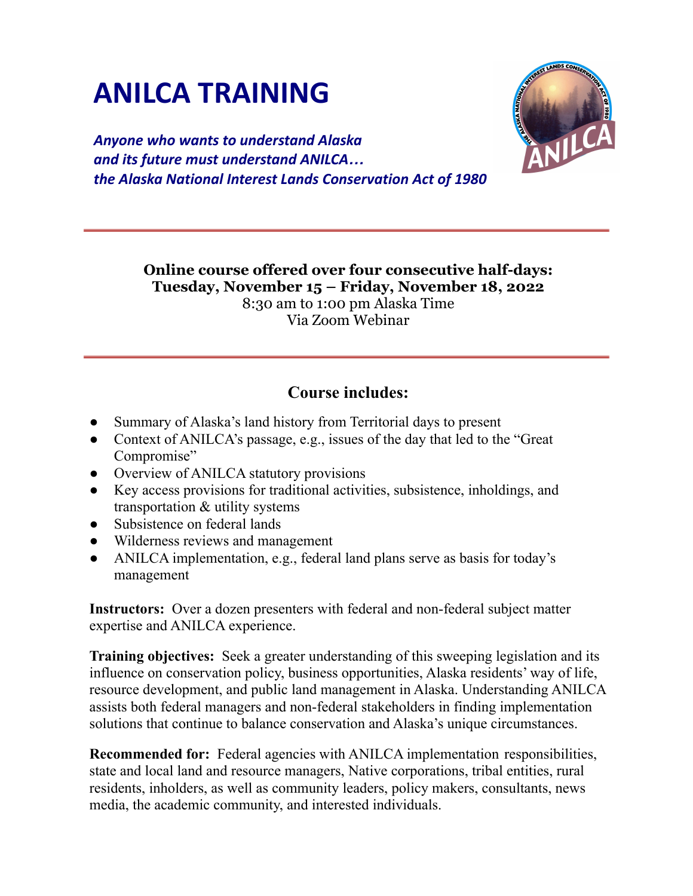# ANILCA TRAINING

***Anyone who wants to understand Alaska and its future must understand ANILCA… the Alaska National Interest Lands Conservation Act of 1980***

---

**Online course offered over four consecutive half-days:**
**Tuesday, November 15 – Friday, November 18, 2022**
8:30 am to 1:00 pm Alaska Time
Via Zoom Webinar

---

## Course includes:

- Summary of Alaska's land history from Territorial days to present
- Context of ANILCA's passage, e.g., issues of the day that led to the "Great Compromise"
- Overview of ANILCA statutory provisions
- Key access provisions for traditional activities, subsistence, inholdings, and transportation & utility systems
- Subsistence on federal lands
- Wilderness reviews and management
- ANILCA implementation, e.g., federal land plans serve as basis for today's management

**Instructors:** Over a dozen presenters with federal and non-federal subject matter expertise and ANILCA experience.

**Training objectives:** Seek a greater understanding of this sweeping legislation and its influence on conservation policy, business opportunities, Alaska residents' way of life, resource development, and public land management in Alaska. Understanding ANILCA assists both federal managers and non-federal stakeholders in finding implementation solutions that continue to balance conservation and Alaska's unique circumstances.

**Recommended for:** Federal agencies with ANILCA implementation responsibilities, state and local land and resource managers, Native corporations, tribal entities, rural residents, inholders, as well as community leaders, policy makers, consultants, news media, the academic community, and interested individuals.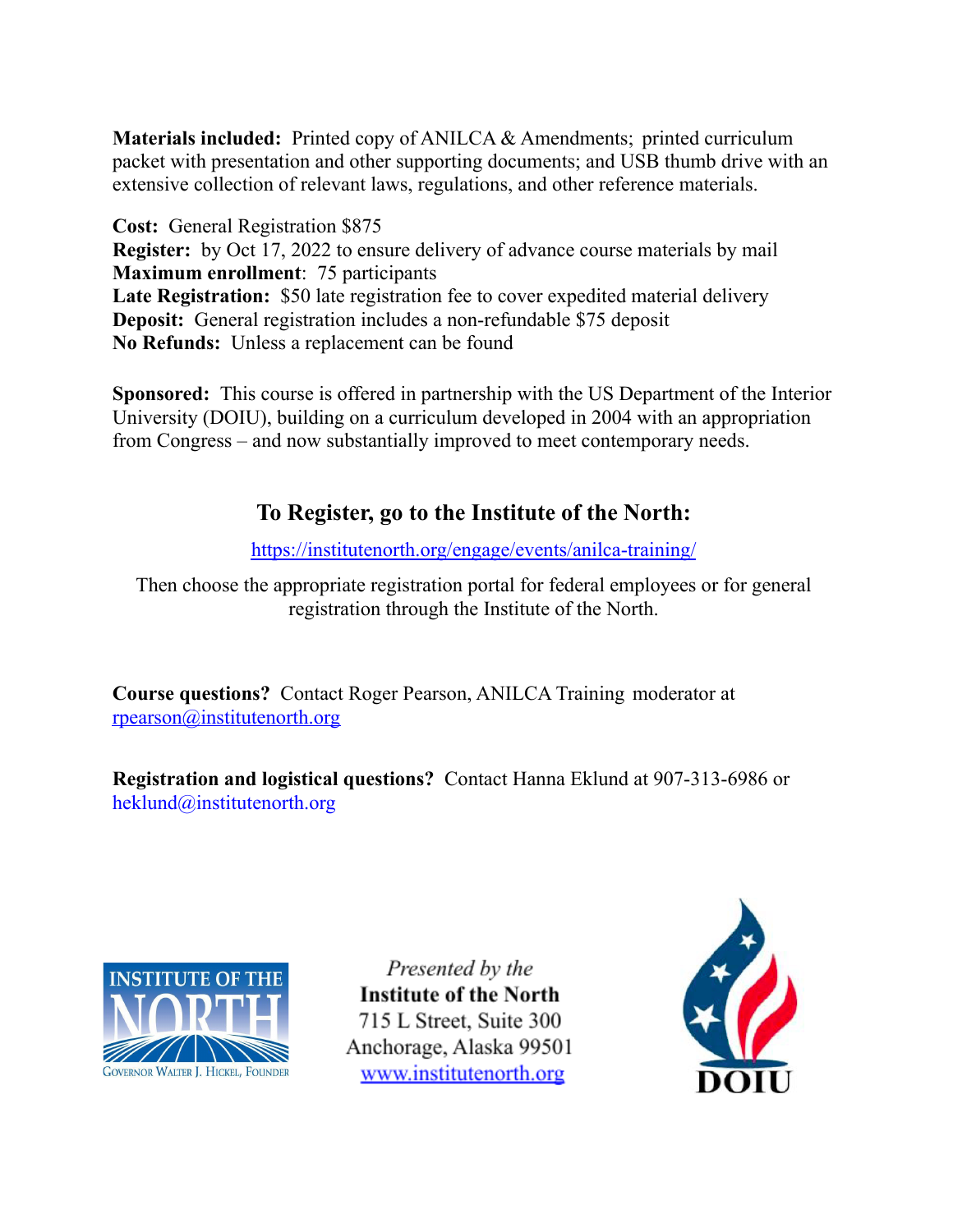**Materials included:** Printed copy of ANILCA & Amendments; printed curriculum packet with presentation and other supporting documents; and USB thumb drive with an extensive collection of relevant laws, regulations, and other reference materials.

**Cost:** General Registration $875
**Register:** by Oct 17, 2022 to ensure delivery of advance course materials by mail
**Maximum enrollment**: 75 participants
**Late Registration:** $50 late registration fee to cover expedited material delivery
**Deposit:** General registration includes a non-refundable $75 deposit
**No Refunds:** Unless a replacement can be found

**Sponsored:** This course is offered in partnership with the US Department of the Interior University (DOIU), building on a curriculum developed in 2004 with an appropriation from Congress – and now substantially improved to meet contemporary needs.

## To Register, go to the Institute of the North:

https://institutenorth.org/engage/events/anilca-training/

Then choose the appropriate registration portal for federal employees or for general registration through the Institute of the North.

**Course questions?** Contact Roger Pearson, ANILCA Training moderator at rpearson@institutenorth.org

**Registration and logistical questions?** Contact Hanna Eklund at 907-313-6986 or heklund@institutenorth.org

INSTITUTE OF THE NORTH
Governor Walter J. Hickel, Founder

*Presented by the*
**Institute of the North**
715 L Street, Suite 300
Anchorage, Alaska 99501
www.institutenorth.org

DOIU